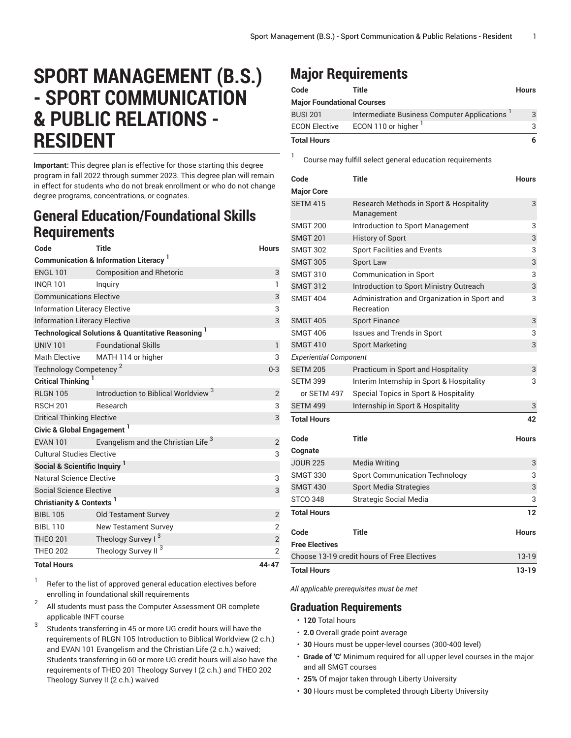# SPORT MANAGEMENT (B.S.) - SPORT COMMUNICATION & PUBLIC RELATIONS - RESIDENT

**Important:** This degree plan is effective for those starting this degree program in fall 2022 through summer 2023. This degree plan will remain in effect for students who do not break enrollment or who do not change degree programs, concentrations, or cognates.

## General Education/Foundational Skills Requirements

| Code | Title | Hours |
|---|---|---|
| **Communication & Information Literacy [1]** | | |
| ENGL 101 | Composition and Rhetoric | 3 |
| INQR 101 | Inquiry | 1 |
| Communications Elective | | 3 |
| Information Literacy Elective | | 3 |
| Information Literacy Elective | | 3 |
| **Technological Solutions & Quantitative Reasoning [1]** | | |
| UNIV 101 | Foundational Skills | 1 |
| Math Elective | MATH 114 or higher | 3 |
| Technology Competency [2] | | 0-3 |
| **Critical Thinking [1]** | | |
| RLGN 105 | Introduction to Biblical Worldview [3] | 2 |
| RSCH 201 | Research | 3 |
| Critical Thinking Elective | | 3 |
| **Civic & Global Engagement [1]** | | |
| EVAN 101 | Evangelism and the Christian Life [3] | 2 |
| Cultural Studies Elective | | 3 |
| **Social & Scientific Inquiry [1]** | | |
| Natural Science Elective | | 3 |
| Social Science Elective | | 3 |
| **Christianity & Contexts [1]** | | |
| BIBL 105 | Old Testament Survey | 2 |
| BIBL 110 | New Testament Survey | 2 |
| THEO 201 | Theology Survey I [3] | 2 |
| THEO 202 | Theology Survey II [3] | 2 |
| **Total Hours** | | **44-47** |

1. Refer to the list of approved general education electives before enrolling in foundational skill requirements
2. All students must pass the Computer Assessment OR complete applicable INFT course
3. Students transferring in 45 or more UG credit hours will have the requirements of RLGN 105 Introduction to Biblical Worldview (2 c.h.) and EVAN 101 Evangelism and the Christian Life (2 c.h.) waived; Students transferring in 60 or more UG credit hours will also have the requirements of THEO 201 Theology Survey I (2 c.h.) and THEO 202 Theology Survey II (2 c.h.) waived

## Major Requirements

| Code | Title | Hours |
|---|---|---|
| **Major Foundational Courses** | | |
| BUSI 201 | Intermediate Business Computer Applications [1] | 3 |
| ECON Elective | ECON 110 or higher [1] | 3 |
| **Total Hours** | | **6** |

1. Course may fulfill select general education requirements

| Code | Title | Hours |
|---|---|---|
| **Major Core** | | |
| SETM 415 | Research Methods in Sport & Hospitality Management | 3 |
| SMGT 200 | Introduction to Sport Management | 3 |
| SMGT 201 | History of Sport | 3 |
| SMGT 302 | Sport Facilities and Events | 3 |
| SMGT 305 | Sport Law | 3 |
| SMGT 310 | Communication in Sport | 3 |
| SMGT 312 | Introduction to Sport Ministry Outreach | 3 |
| SMGT 404 | Administration and Organization in Sport and Recreation | 3 |
| SMGT 405 | Sport Finance | 3 |
| SMGT 406 | Issues and Trends in Sport | 3 |
| SMGT 410 | Sport Marketing | 3 |
| *Experiential Component* | | |
| SETM 205 | Practicum in Sport and Hospitality | 3 |
| SETM 399 | Interim Internship in Sport & Hospitality | 3 |
| or SETM 497 | Special Topics in Sport & Hospitality | |
| SETM 499 | Internship in Sport & Hospitality | 3 |
| **Total Hours** | | **42** |

| Code | Title | Hours |
|---|---|---|
| **Cognate** | | |
| JOUR 225 | Media Writing | 3 |
| SMGT 330 | Sport Communication Technology | 3 |
| SMGT 430 | Sport Media Strategies | 3 |
| STCO 348 | Strategic Social Media | 3 |
| **Total Hours** | | **12** |

| Code | Title | Hours |
|---|---|---|
| **Free Electives** | | |
| Choose 13-19 credit hours of Free Electives | | 13-19 |
| **Total Hours** | | **13-19** |

*All applicable prerequisites must be met*

## Graduation Requirements

- **120** Total hours
- **2.0** Overall grade point average
- **30** Hours must be upper-level courses (300-400 level)
- **Grade of 'C'** Minimum required for all upper level courses in the major and all SMGT courses
- **25%** Of major taken through Liberty University
- **30** Hours must be completed through Liberty University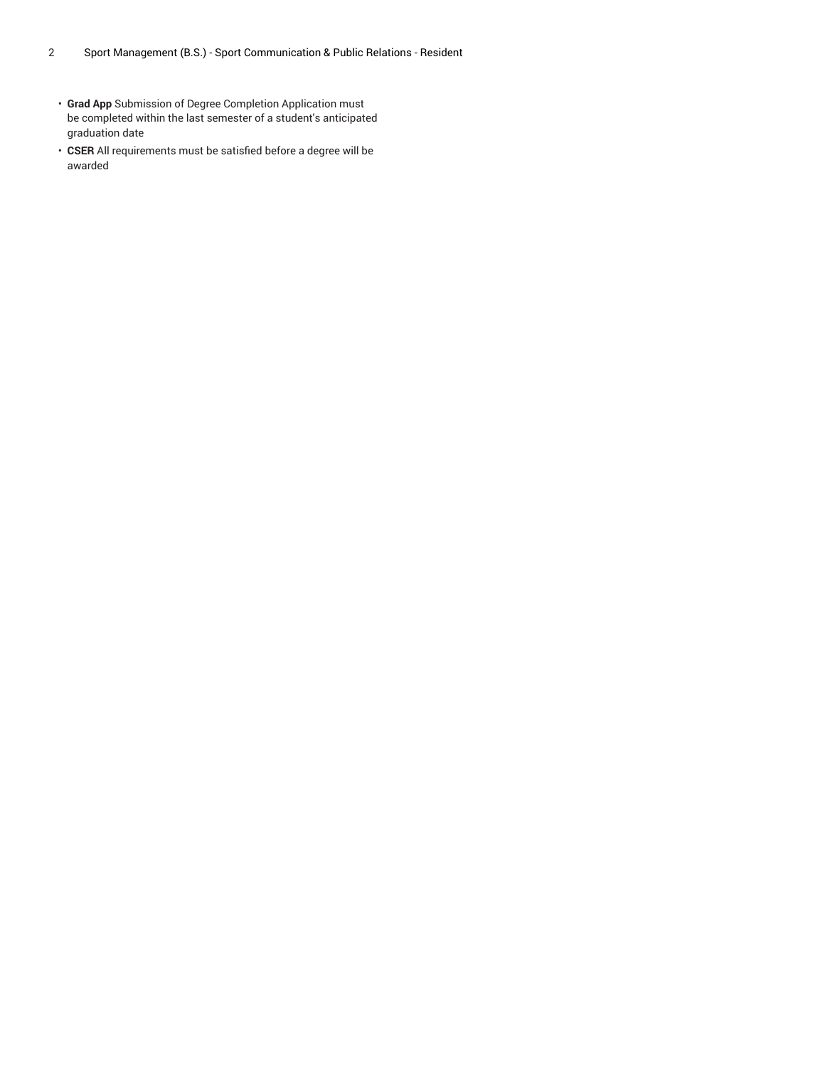- **Grad App** Submission of Degree Completion Application must be completed within the last semester of a student's anticipated graduation date
- **CSER** All requirements must be satisfied before a degree will be awarded